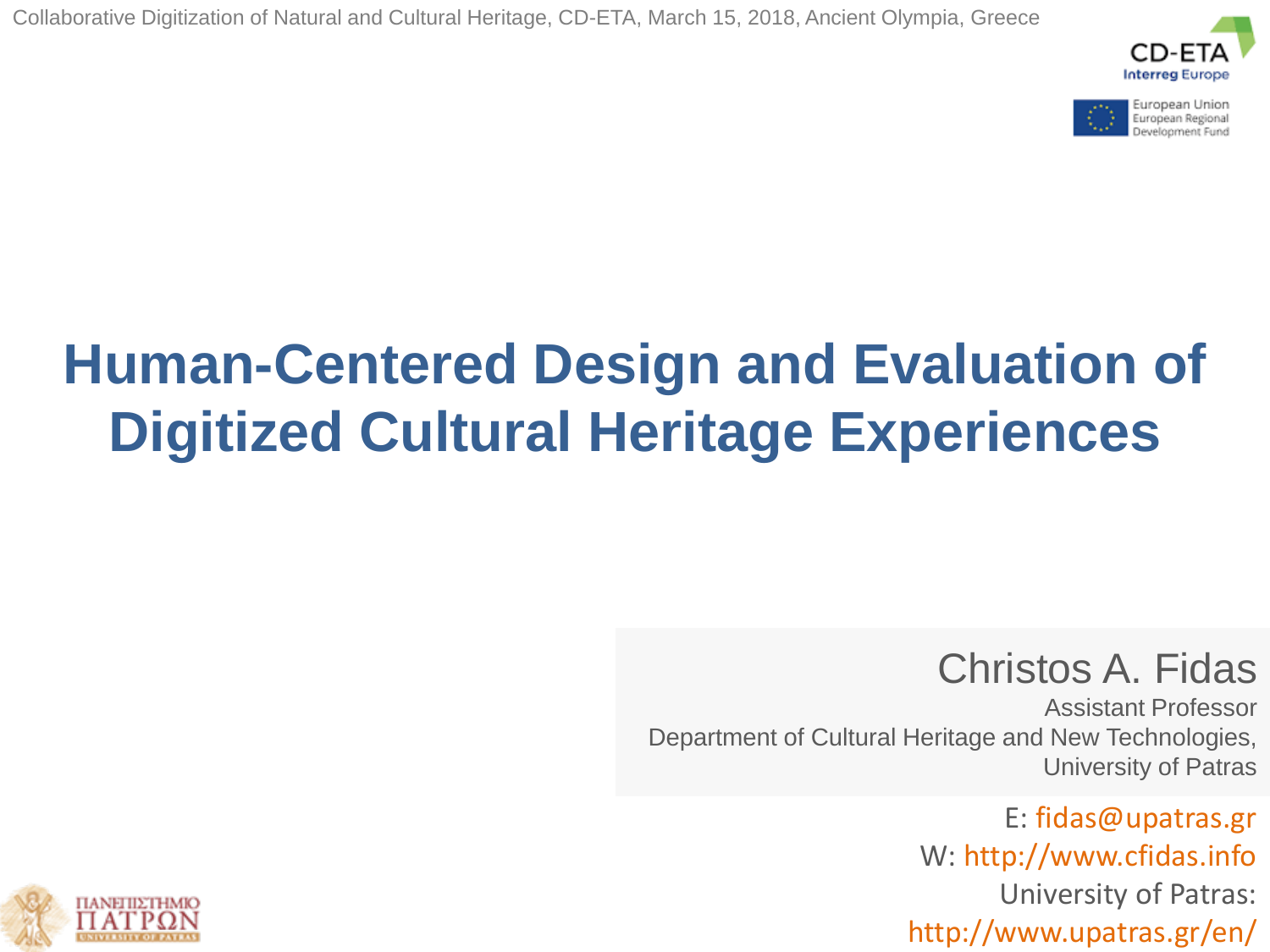Collaborative Digitization of Natural and Cultural Heritage, CD-ETA, March 15, 2018, Ancient Olympia, Greece

# Human-Centered Design and Evaluation of Digitized Cultural Heritage Experiences

Christos A. Fidas

Assistant Professor

Department of Cultural Heritage and New Technologies, University of Patras

E: fidas@upatras.gr

W: http://www.cfidas.info

University of Patras: http://www.upatras.gr/en/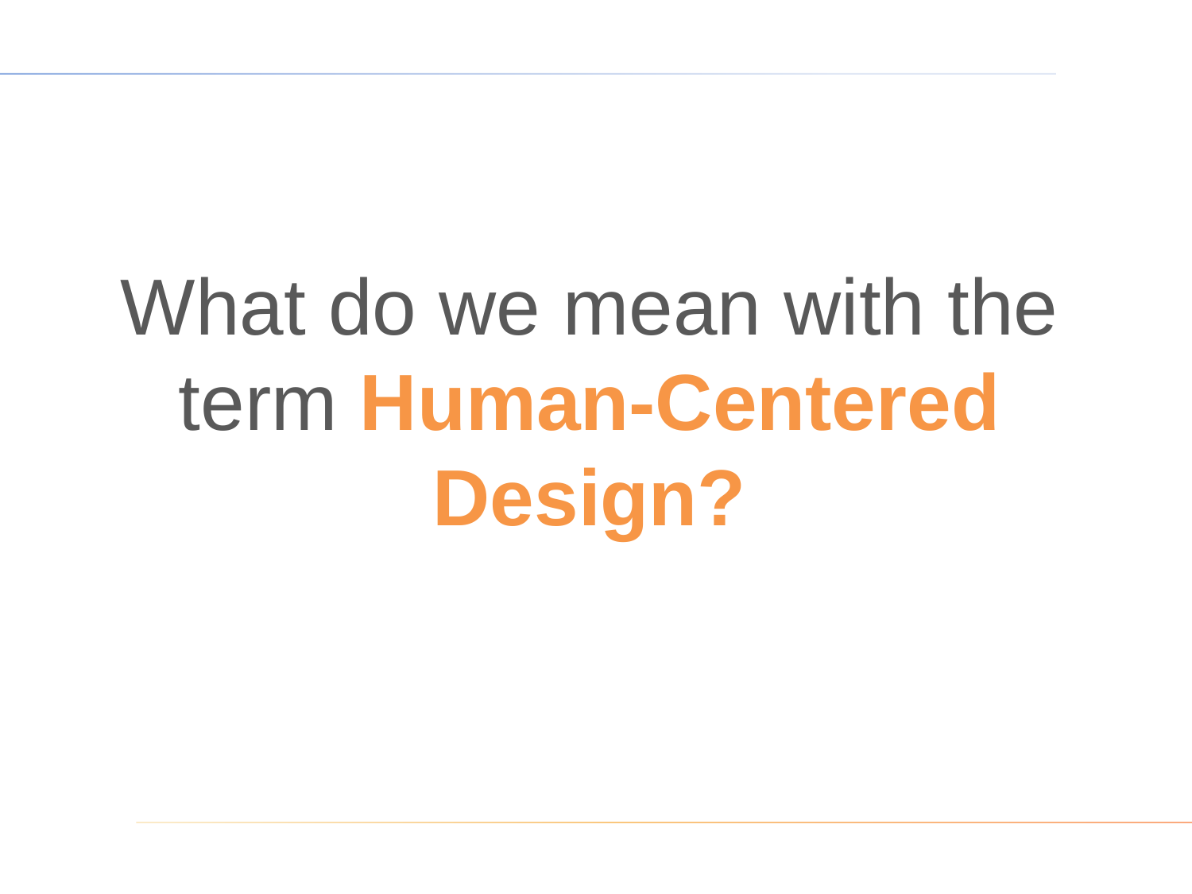# What do we mean with the term **Human-Centered Design?**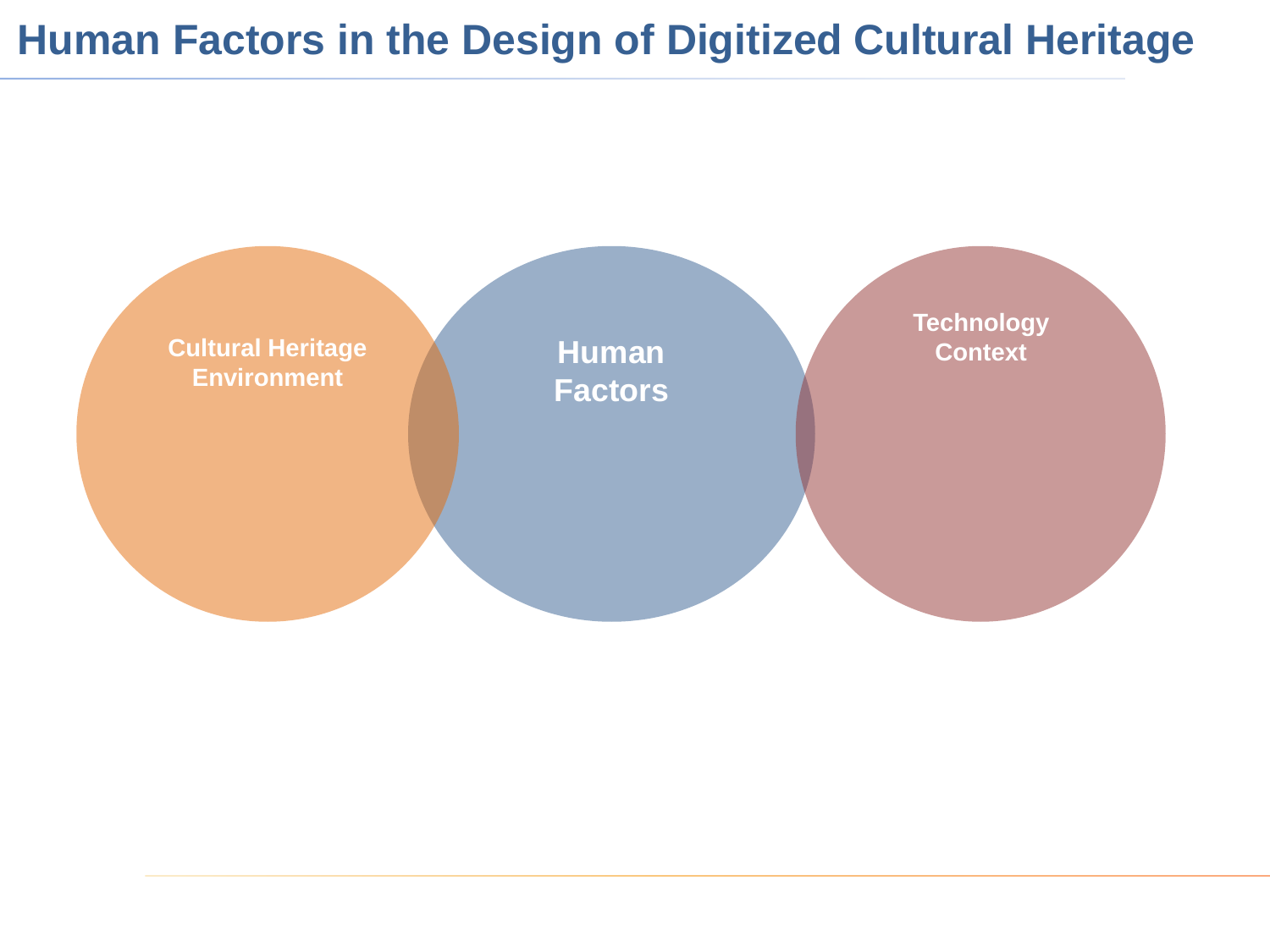# Human Factors in the Design of Digitized Cultural Heritage

Cultural Heritage Environment

Human Factors

Technology Context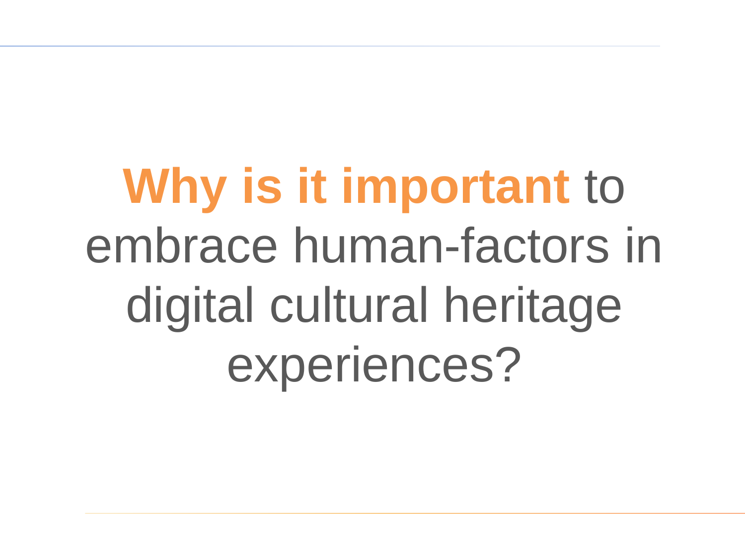# **Why is it important** to embrace human-factors in digital cultural heritage experiences?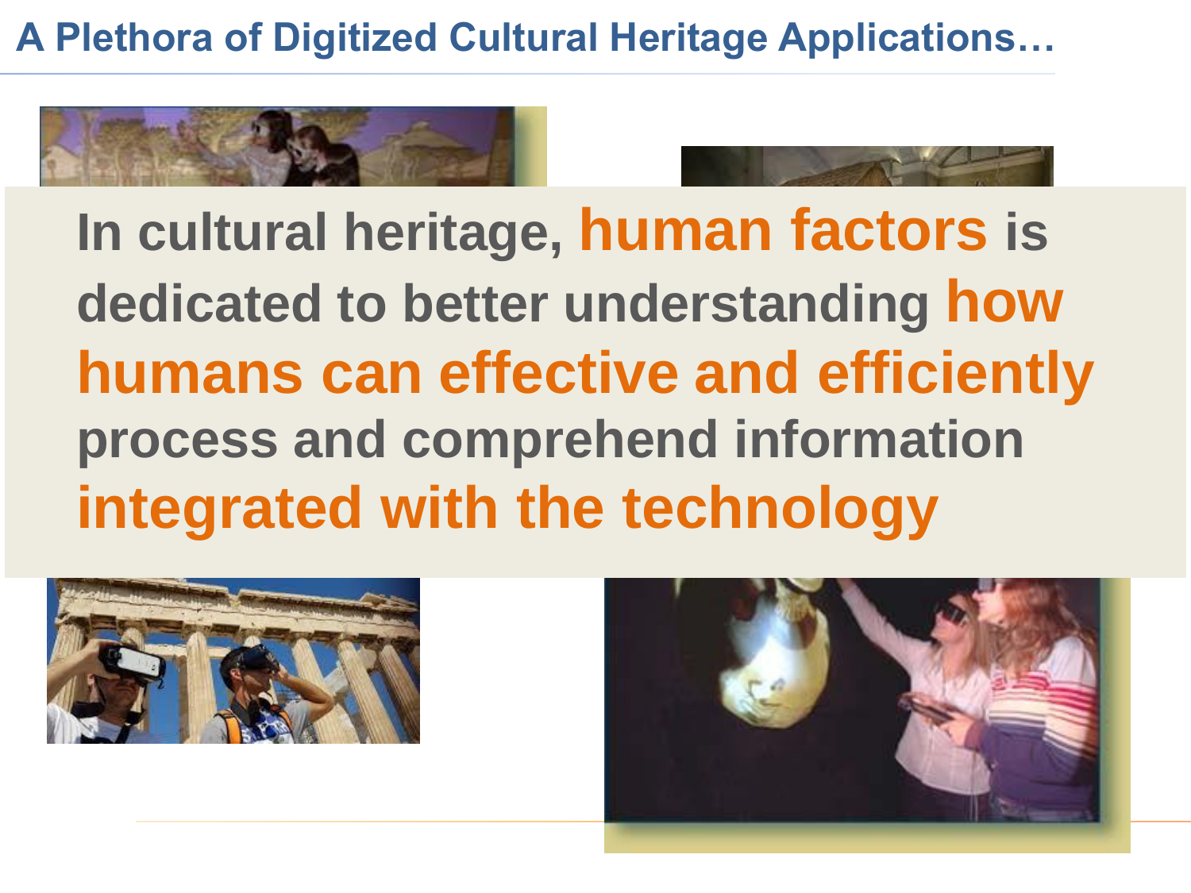# A Plethora of Digitized Cultural Heritage Applications…

In cultural heritage, **human factors** is dedicated to better understanding **how humans can effective and efficiently** process and comprehend information **integrated with the technology**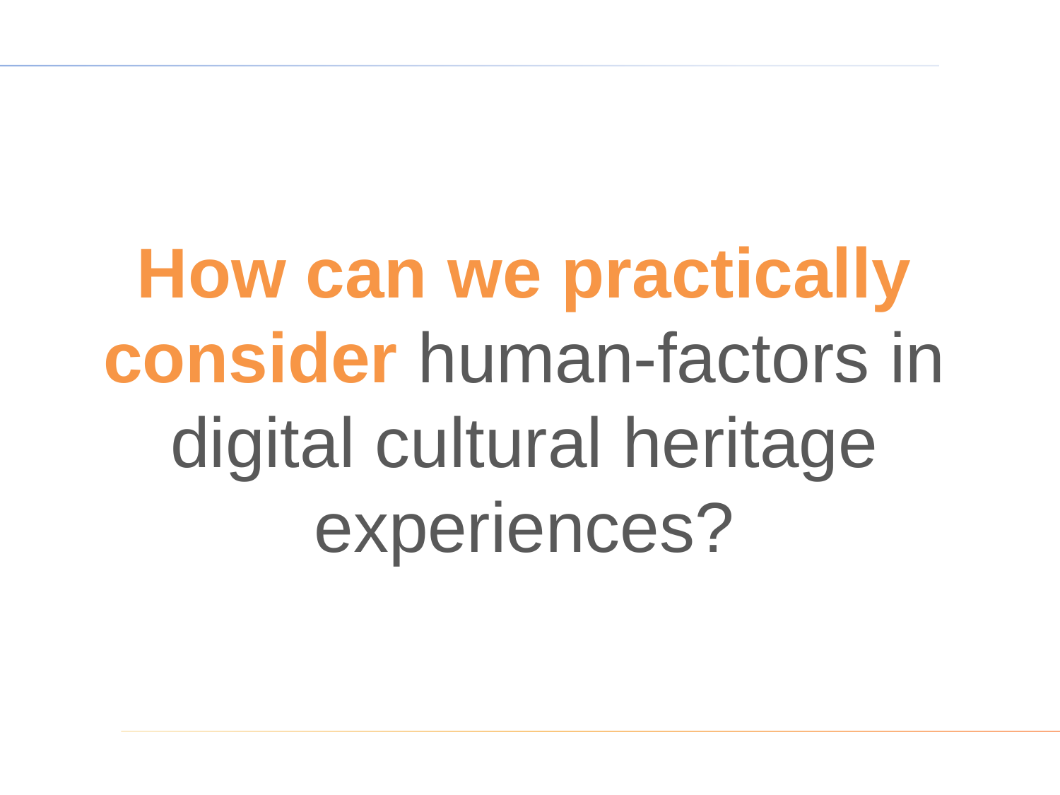# **How can we practically consider** human-factors in digital cultural heritage experiences?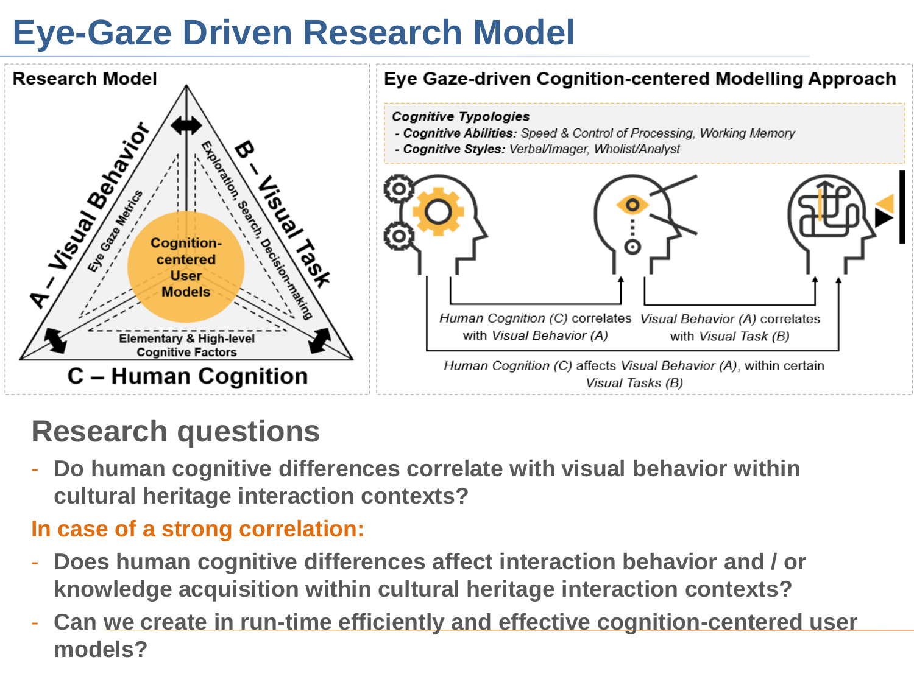# Eye-Gaze Driven Research Model

**Research Model**

A – Visual Behavior

B – Visual Task

C – Human Cognition

Eye Gaze Metrics

Exploration, Search, Decision-making

Elementary & High-level Cognitive Factors

Cognition-centered User Models

**Eye Gaze-driven Cognition-centered Modelling Approach**

***Cognitive Typologies***

- ***Cognitive Abilities:*** *Speed & Control of Processing, Working Memory*
- ***Cognitive Styles:*** *Verbal/Imager, Wholist/Analyst*

*Human Cognition (C)* correlates with *Visual Behavior (A)*

*Visual Behavior (A)* correlates with *Visual Task (B)*

*Human Cognition (C)* affects *Visual Behavior (A)*, within certain *Visual Tasks (B)*

## Research questions

- **Do human cognitive differences correlate with visual behavior within cultural heritage interaction contexts?**

**In case of a strong correlation:**

- **Does human cognitive differences affect interaction behavior and / or knowledge acquisition within cultural heritage interaction contexts?**
- **Can we create in run-time efficiently and effective cognition-centered user models?**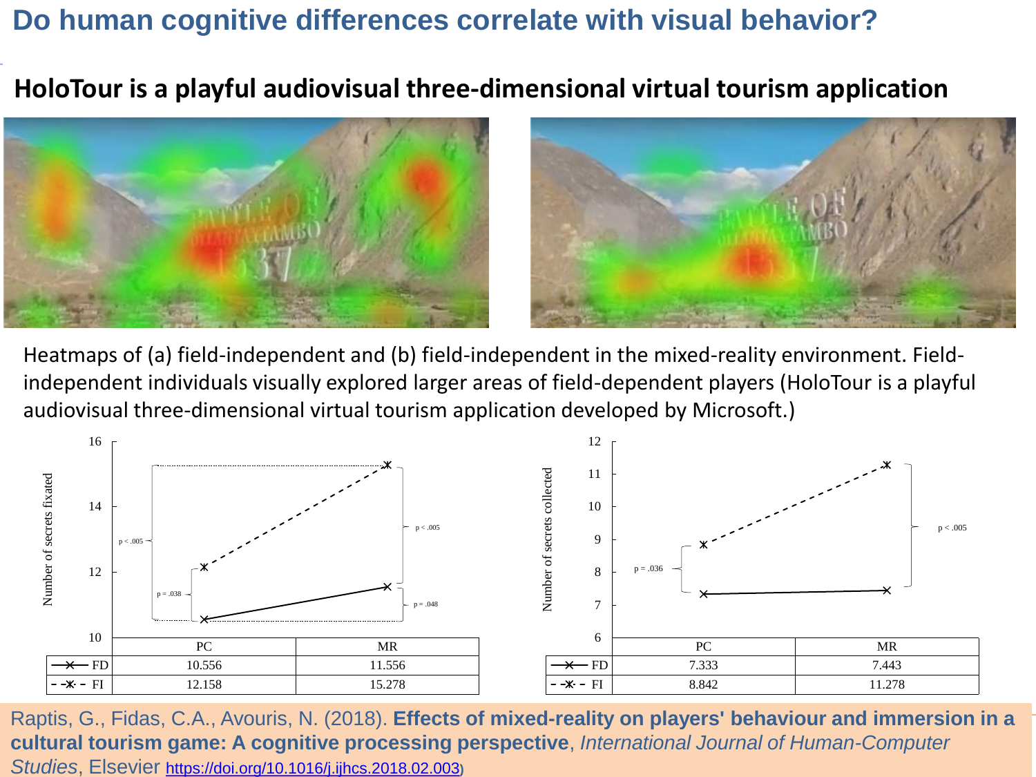# Do human cognitive differences correlate with visual behavior?

## HoloTour is a playful audiovisual three-dimensional virtual tourism application

Heatmaps of (a) field-independent and (b) field-independent in the mixed-reality environment. Field-independent individuals visually explored larger areas of field-dependent players (HoloTour is a playful audiovisual three-dimensional virtual tourism application developed by Microsoft.)

| | PC | MR |
|---|---|---|
| FD | 10.556 | 11.556 |
| FI | 12.158 | 15.278 |

| | PC | MR |
|---|---|---|
| FD | 7.333 | 7.443 |
| FI | 8.842 | 11.278 |

Raptis, G., Fidas, C.A., Avouris, N. (2018). **Effects of mixed-reality on players' behaviour and immersion in a cultural tourism game: A cognitive processing perspective**, *International Journal of Human-Computer Studies*, Elsevier https://doi.org/10.1016/j.ijhcs.2018.02.003)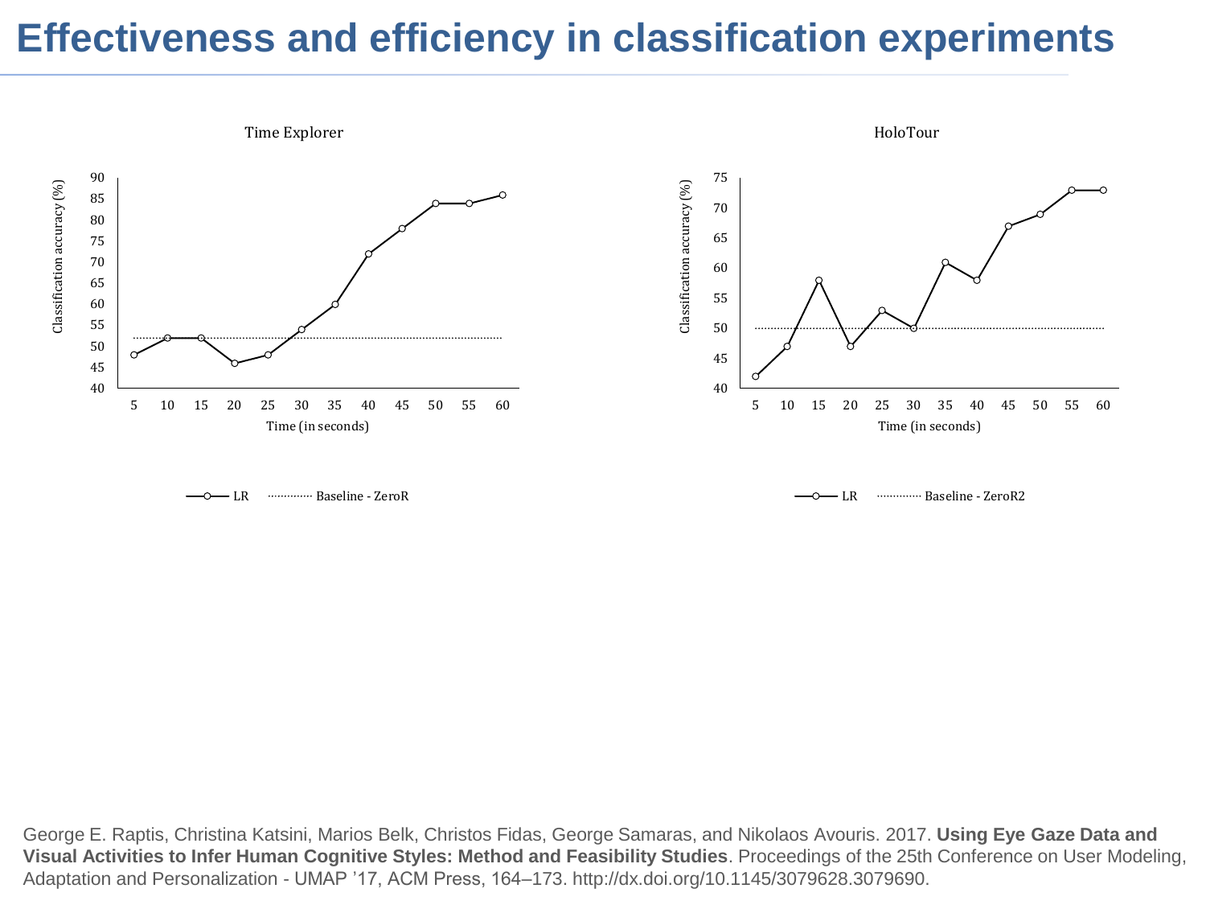# Effectiveness and efficiency in classification experiments

Time Explorer

Classification accuracy (%)

Time (in seconds)

LR — Baseline - ZeroR

HoloTour

Classification accuracy (%)

Time (in seconds)

LR — Baseline - ZeroR2

George E. Raptis, Christina Katsini, Marios Belk, Christos Fidas, George Samaras, and Nikolaos Avouris. 2017. **Using Eye Gaze Data and Visual Activities to Infer Human Cognitive Styles: Method and Feasibility Studies**. Proceedings of the 25th Conference on User Modeling, Adaptation and Personalization - UMAP '17, ACM Press, 164–173. http://dx.doi.org/10.1145/3079628.3079690.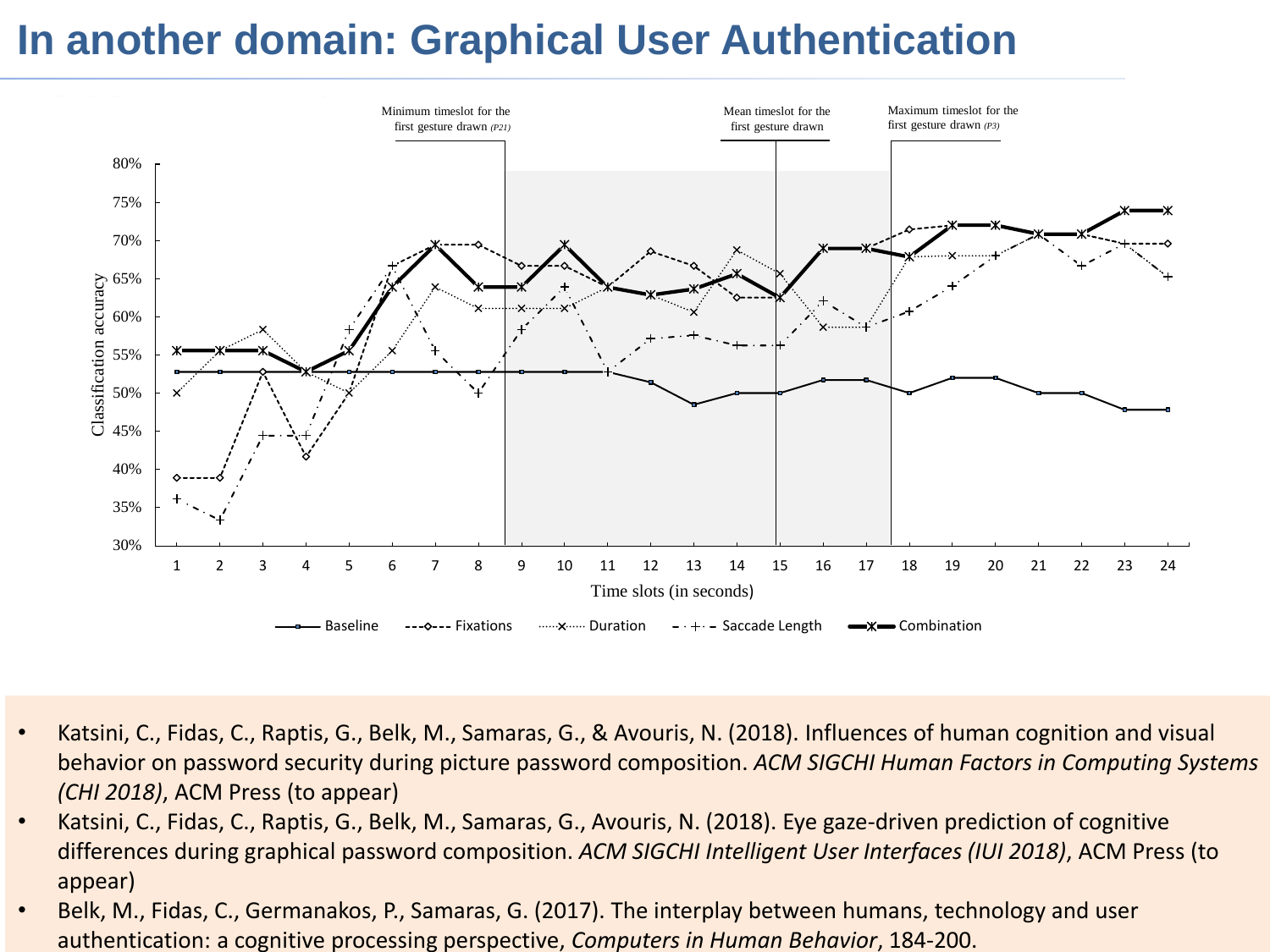# In another domain: Graphical User Authentication

- Katsini, C., Fidas, C., Raptis, G., Belk, M., Samaras, G., & Avouris, N. (2018). Influences of human cognition and visual behavior on password security during picture password composition. *ACM SIGCHI Human Factors in Computing Systems (CHI 2018)*, ACM Press (to appear)
- Katsini, C., Fidas, C., Raptis, G., Belk, M., Samaras, G., Avouris, N. (2018). Eye gaze-driven prediction of cognitive differences during graphical password composition. *ACM SIGCHI Intelligent User Interfaces (IUI 2018)*, ACM Press (to appear)
- Belk, M., Fidas, C., Germanakos, P., Samaras, G. (2017). The interplay between humans, technology and user authentication: a cognitive processing perspective, *Computers in Human Behavior*, 184-200.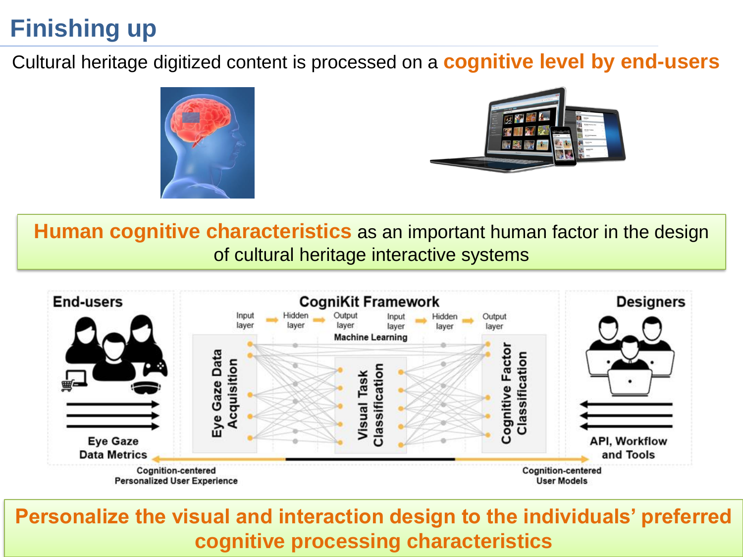# Finishing up

Cultural heritage digitized content is processed on a **cognitive level by end-users**

**Human cognitive characteristics** as an important human factor in the design of cultural heritage interactive systems

End-users

CogniKit Framework

Designers

Input layer → Hidden layer → Output layer → Input layer → Hidden layer → Output layer

Machine Learning

Eye Gaze Data Acquisition

Visual Task Classification

Cognitive Factor Classification

Eye Gaze Data Metrics

API, Workflow and Tools

Cognition-centered Personalized User Experience

Cognition-centered User Models

**Personalize the visual and interaction design to the individuals' preferred cognitive processing characteristics**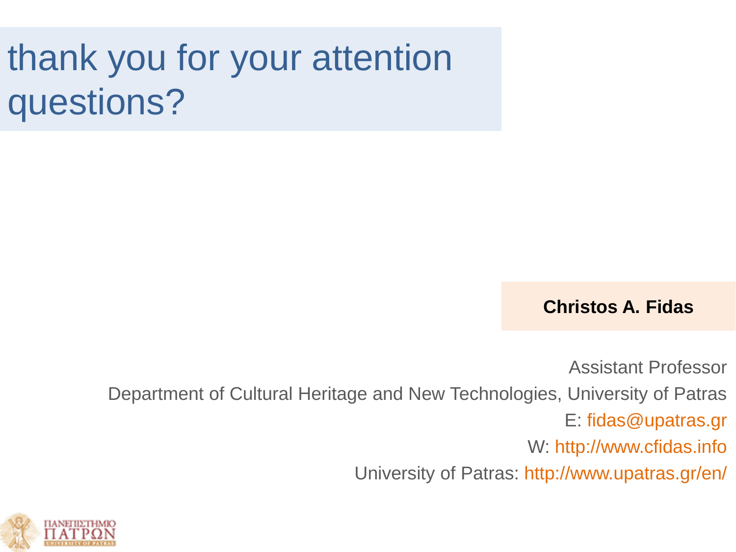# thank you for your attention questions?

**Christos A. Fidas**

Assistant Professor

Department of Cultural Heritage and New Technologies, University of Patras

E: fidas@upatras.gr

W: http://www.cfidas.info

University of Patras: http://www.upatras.gr/en/